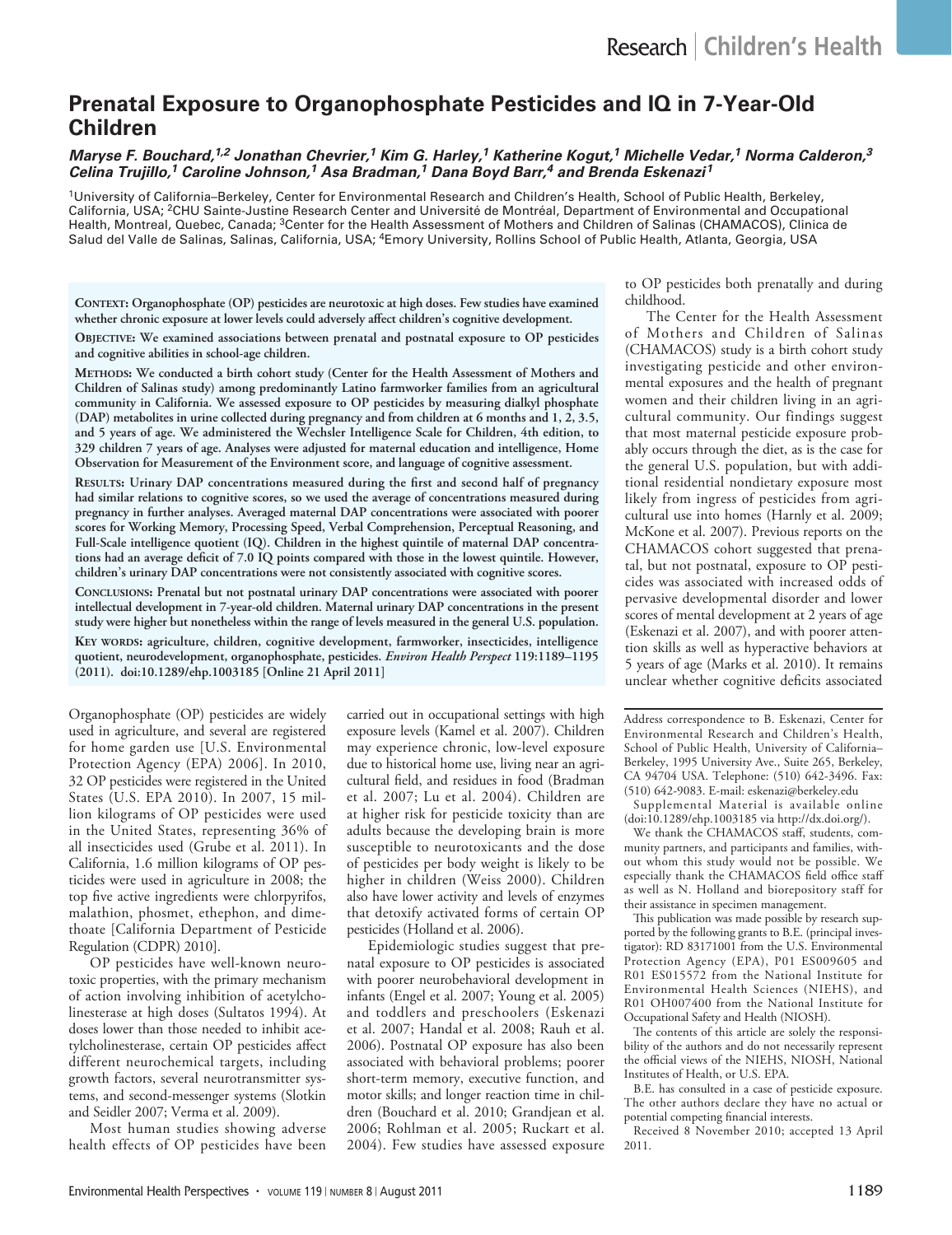# Prenatal Exposure to Organophosphate Pesticides and IQ in 7-Year-Old Children

***Maryse F. Bouchard,[1,2] Jonathan Chevrier,[1] Kim G. Harley,[1] Katherine Kogut,[1] Michelle Vedar,[1] Norma Calderon,[3] Celina Trujillo,[1] Caroline Johnson,[1] Asa Bradman,[1] Dana Boyd Barr,[4] and Brenda Eskenazi[1]***

[1]University of California–Berkeley, Center for Environmental Research and Children's Health, School of Public Health, Berkeley, California, USA; [2]CHU Sainte-Justine Research Center and Université de Montréal, Department of Environmental and Occupational Health, Montreal, Quebec, Canada; [3]Center for the Health Assessment of Mothers and Children of Salinas (CHAMACOS), Clinica de Salud del Valle de Salinas, Salinas, California, USA; [4]Emory University, Rollins School of Public Health, Atlanta, Georgia, USA

**Context: Organophosphate (OP) pesticides are neurotoxic at high doses. Few studies have examined whether chronic exposure at lower levels could adversely affect children's cognitive development.**

**Objective: We examined associations between prenatal and postnatal exposure to OP pesticides and cognitive abilities in school-age children.**

**Methods: We conducted a birth cohort study (Center for the Health Assessment of Mothers and Children of Salinas study) among predominantly Latino farmworker families from an agricultural community in California. We assessed exposure to OP pesticides by measuring dialkyl phosphate (DAP) metabolites in urine collected during pregnancy and from children at 6 months and 1, 2, 3.5, and 5 years of age. We administered the Wechsler Intelligence Scale for Children, 4th edition, to 329 children 7 years of age. Analyses were adjusted for maternal education and intelligence, Home Observation for Measurement of the Environment score, and language of cognitive assessment.**

**Results: Urinary DAP concentrations measured during the first and second half of pregnancy had similar relations to cognitive scores, so we used the average of concentrations measured during pregnancy in further analyses. Averaged maternal DAP concentrations were associated with poorer scores for Working Memory, Processing Speed, Verbal Comprehension, Perceptual Reasoning, and Full-Scale intelligence quotient (IQ). Children in the highest quintile of maternal DAP concentrations had an average deficit of 7.0 IQ points compared with those in the lowest quintile. However, children's urinary DAP concentrations were not consistently associated with cognitive scores.**

**Conclusions: Prenatal but not postnatal urinary DAP concentrations were associated with poorer intellectual development in 7-year-old children. Maternal urinary DAP concentrations in the present study were higher but nonetheless within the range of levels measured in the general U.S. population.**

**Key words: agriculture, children, cognitive development, farmworker, insecticides, intelligence quotient, neurodevelopment, organophosphate, pesticides.** ***Environ Health Perspect*** **119:1189–1195 (2011). doi:10.1289/ehp.1003185 [Online 21 April 2011]**

Organophosphate (OP) pesticides are widely used in agriculture, and several are registered for home garden use [U.S. Environmental Protection Agency (EPA) 2006]. In 2010, 32 OP pesticides were registered in the United States (U.S. EPA 2010). In 2007, 15 million kilograms of OP pesticides were used in the United States, representing 36% of all insecticides used (Grube et al. 2011). In California, 1.6 million kilograms of OP pesticides were used in agriculture in 2008; the top five active ingredients were chlorpyrifos, malathion, phosmet, ethephon, and dimethoate [California Department of Pesticide Regulation (CDPR) 2010].

OP pesticides have well-known neurotoxic properties, with the primary mechanism of action involving inhibition of acetylcholinesterase at high doses (Sultatos 1994). At doses lower than those needed to inhibit acetylcholinesterase, certain OP pesticides affect different neurochemical targets, including growth factors, several neurotransmitter systems, and second-messenger systems (Slotkin and Seidler 2007; Verma et al. 2009).

Most human studies showing adverse health effects of OP pesticides have been carried out in occupational settings with high exposure levels (Kamel et al. 2007). Children may experience chronic, low-level exposure due to historical home use, living near an agricultural field, and residues in food (Bradman et al. 2007; Lu et al. 2004). Children are at higher risk for pesticide toxicity than are adults because the developing brain is more susceptible to neurotoxicants and the dose of pesticides per body weight is likely to be higher in children (Weiss 2000). Children also have lower activity and levels of enzymes that detoxify activated forms of certain OP pesticides (Holland et al. 2006).

Epidemiologic studies suggest that prenatal exposure to OP pesticides is associated with poorer neurobehavioral development in infants (Engel et al. 2007; Young et al. 2005) and toddlers and preschoolers (Eskenazi et al. 2007; Handal et al. 2008; Rauh et al. 2006). Postnatal OP exposure has also been associated with behavioral problems; poorer short-term memory, executive function, and motor skills; and longer reaction time in children (Bouchard et al. 2010; Grandjean et al. 2006; Rohlman et al. 2005; Ruckart et al. 2004). Few studies have assessed exposure to OP pesticides both prenatally and during childhood.

The Center for the Health Assessment of Mothers and Children of Salinas (CHAMACOS) study is a birth cohort study investigating pesticide and other environmental exposures and the health of pregnant women and their children living in an agricultural community. Our findings suggest that most maternal pesticide exposure probably occurs through the diet, as is the case for the general U.S. population, but with additional residential nondietary exposure most likely from ingress of pesticides from agricultural use into homes (Harnly et al. 2009; McKone et al. 2007). Previous reports on the CHAMACOS cohort suggested that prenatal, but not postnatal, exposure to OP pesticides was associated with increased odds of pervasive developmental disorder and lower scores of mental development at 2 years of age (Eskenazi et al. 2007), and with poorer attention skills as well as hyperactive behaviors at 5 years of age (Marks et al. 2010). It remains unclear whether cognitive deficits associated

---

Address correspondence to B. Eskenazi, Center for Environmental Research and Children's Health, School of Public Health, University of California–Berkeley, 1995 University Ave., Suite 265, Berkeley, CA 94704 USA. Telephone: (510) 642-3496. Fax: (510) 642-9083. E-mail: eskenazi@berkeley.edu

Supplemental Material is available online (doi:10.1289/ehp.1003185 via http://dx.doi.org/).

We thank the CHAMACOS staff, students, community partners, and participants and families, without whom this study would not be possible. We especially thank the CHAMACOS field office staff as well as N. Holland and biorepository staff for their assistance in specimen management.

This publication was made possible by research supported by the following grants to B.E. (principal investigator): RD 83171001 from the U.S. Environmental Protection Agency (EPA), P01 ES009605 and R01 ES015572 from the National Institute for Environmental Health Sciences (NIEHS), and R01 OH007400 from the National Institute for Occupational Safety and Health (NIOSH).

The contents of this article are solely the responsibility of the authors and do not necessarily represent the official views of the NIEHS, NIOSH, National Institutes of Health, or U.S. EPA.

B.E. has consulted in a case of pesticide exposure. The other authors declare they have no actual or potential competing financial interests.

Received 8 November 2010; accepted 13 April 2011.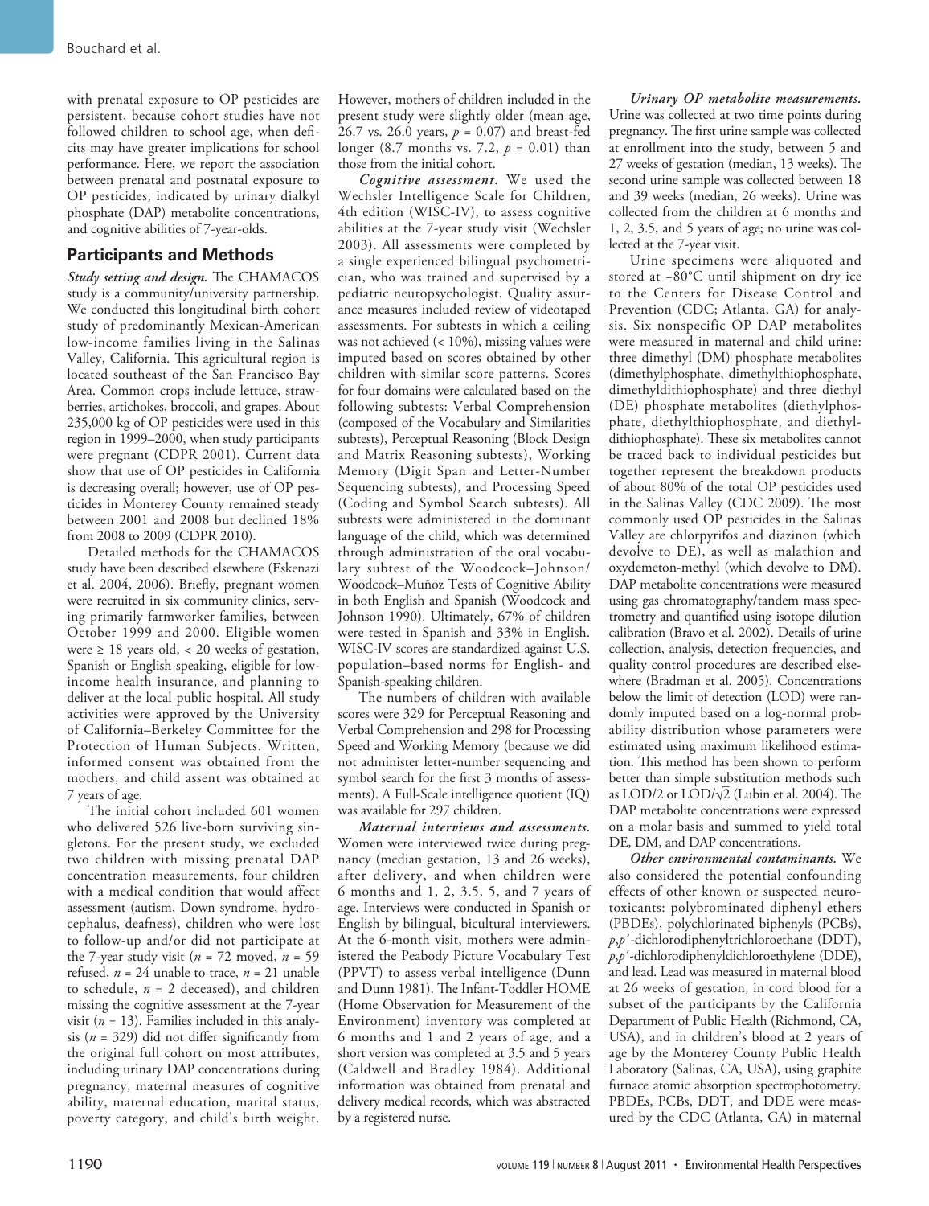with prenatal exposure to OP pesticides are persistent, because cohort studies have not followed children to school age, when deficits may have greater implications for school performance. Here, we report the association between prenatal and postnatal exposure to OP pesticides, indicated by urinary dialkyl phosphate (DAP) metabolite concentrations, and cognitive abilities of 7-year-olds.

## Participants and Methods

***Study setting and design.*** The CHAMACOS study is a community/university partnership. We conducted this longitudinal birth cohort study of predominantly Mexican-American low-income families living in the Salinas Valley, California. This agricultural region is located southeast of the San Francisco Bay Area. Common crops include lettuce, strawberries, artichokes, broccoli, and grapes. About 235,000 kg of OP pesticides were used in this region in 1999–2000, when study participants were pregnant (CDPR 2001). Current data show that use of OP pesticides in California is decreasing overall; however, use of OP pesticides in Monterey County remained steady between 2001 and 2008 but declined 18% from 2008 to 2009 (CDPR 2010).

Detailed methods for the CHAMACOS study have been described elsewhere (Eskenazi et al. 2004, 2006). Briefly, pregnant women were recruited in six community clinics, serving primarily farmworker families, between October 1999 and 2000. Eligible women were ≥ 18 years old, < 20 weeks of gestation, Spanish or English speaking, eligible for low-income health insurance, and planning to deliver at the local public hospital. All study activities were approved by the University of California–Berkeley Committee for the Protection of Human Subjects. Written, informed consent was obtained from the mothers, and child assent was obtained at 7 years of age.

The initial cohort included 601 women who delivered 526 live-born surviving singletons. For the present study, we excluded two children with missing prenatal DAP concentration measurements, four children with a medical condition that would affect assessment (autism, Down syndrome, hydrocephalus, deafness), children who were lost to follow-up and/or did not participate at the 7-year study visit ($n$ = 72 moved, $n$ = 59 refused, $n$ = 24 unable to trace, $n$ = 21 unable to schedule, $n$ = 2 deceased), and children missing the cognitive assessment at the 7-year visit ($n$ = 13). Families included in this analysis ($n$ = 329) did not differ significantly from the original full cohort on most attributes, including urinary DAP concentrations during pregnancy, maternal measures of cognitive ability, maternal education, marital status, poverty category, and child's birth weight. However, mothers of children included in the present study were slightly older (mean age, 26.7 vs. 26.0 years, $p$ = 0.07) and breast-fed longer (8.7 months vs. 7.2, $p$ = 0.01) than those from the initial cohort.

***Cognitive assessment.*** We used the Wechsler Intelligence Scale for Children, 4th edition (WISC-IV), to assess cognitive abilities at the 7-year study visit (Wechsler 2003). All assessments were completed by a single experienced bilingual psychometrician, who was trained and supervised by a pediatric neuropsychologist. Quality assurance measures included review of videotaped assessments. For subtests in which a ceiling was not achieved (< 10%), missing values were imputed based on scores obtained by other children with similar score patterns. Scores for four domains were calculated based on the following subtests: Verbal Comprehension (composed of the Vocabulary and Similarities subtests), Perceptual Reasoning (Block Design and Matrix Reasoning subtests), Working Memory (Digit Span and Letter-Number Sequencing subtests), and Processing Speed (Coding and Symbol Search subtests). All subtests were administered in the dominant language of the child, which was determined through administration of the oral vocabulary subtest of the Woodcock–Johnson/Woodcock–Muñoz Tests of Cognitive Ability in both English and Spanish (Woodcock and Johnson 1990). Ultimately, 67% of children were tested in Spanish and 33% in English. WISC-IV scores are standardized against U.S. population–based norms for English- and Spanish-speaking children.

The numbers of children with available scores were 329 for Perceptual Reasoning and Verbal Comprehension and 298 for Processing Speed and Working Memory (because we did not administer letter-number sequencing and symbol search for the first 3 months of assessments). A Full-Scale intelligence quotient (IQ) was available for 297 children.

***Maternal interviews and assessments.*** Women were interviewed twice during pregnancy (median gestation, 13 and 26 weeks), after delivery, and when children were 6 months and 1, 2, 3.5, 5, and 7 years of age. Interviews were conducted in Spanish or English by bilingual, bicultural interviewers. At the 6-month visit, mothers were administered the Peabody Picture Vocabulary Test (PPVT) to assess verbal intelligence (Dunn and Dunn 1981). The Infant-Toddler HOME (Home Observation for Measurement of the Environment) inventory was completed at 6 months and 1 and 2 years of age, and a short version was completed at 3.5 and 5 years (Caldwell and Bradley 1984). Additional information was obtained from prenatal and delivery medical records, which was abstracted by a registered nurse.

***Urinary OP metabolite measurements.*** Urine was collected at two time points during pregnancy. The first urine sample was collected at enrollment into the study, between 5 and 27 weeks of gestation (median, 13 weeks). The second urine sample was collected between 18 and 39 weeks (median, 26 weeks). Urine was collected from the children at 6 months and 1, 2, 3.5, and 5 years of age; no urine was collected at the 7-year visit.

Urine specimens were aliquoted and stored at –80°C until shipment on dry ice to the Centers for Disease Control and Prevention (CDC; Atlanta, GA) for analysis. Six nonspecific OP DAP metabolites were measured in maternal and child urine: three dimethyl (DM) phosphate metabolites (dimethylphosphate, dimethylthiophosphate, dimethyldithiophosphate) and three diethyl (DE) phosphate metabolites (diethylphosphate, diethylthiophosphate, and diethyldithiophosphate). These six metabolites cannot be traced back to individual pesticides but together represent the breakdown products of about 80% of the total OP pesticides used in the Salinas Valley (CDC 2009). The most commonly used OP pesticides in the Salinas Valley are chlorpyrifos and diazinon (which devolve to DE), as well as malathion and oxydemeton-methyl (which devolve to DM). DAP metabolite concentrations were measured using gas chromatography/tandem mass spectrometry and quantified using isotope dilution calibration (Bravo et al. 2002). Details of urine collection, analysis, detection frequencies, and quality control procedures are described elsewhere (Bradman et al. 2005). Concentrations below the limit of detection (LOD) were randomly imputed based on a log-normal probability distribution whose parameters were estimated using maximum likelihood estimation. This method has been shown to perform better than simple substitution methods such as LOD/2 or LOD/$\sqrt{2}$ (Lubin et al. 2004). The DAP metabolite concentrations were expressed on a molar basis and summed to yield total DE, DM, and DAP concentrations.

***Other environmental contaminants.*** We also considered the potential confounding effects of other known or suspected neurotoxicants: polybrominated diphenyl ethers (PBDEs), polychlorinated biphenyls (PCBs), *p,p´*-dichlorodiphenyltrichloroethane (DDT), *p,p´*-dichlorodiphenyldichloroethylene (DDE), and lead. Lead was measured in maternal blood at 26 weeks of gestation, in cord blood for a subset of the participants by the California Department of Public Health (Richmond, CA, USA), and in children's blood at 2 years of age by the Monterey County Public Health Laboratory (Salinas, CA, USA), using graphite furnace atomic absorption spectrophotometry. PBDEs, PCBs, DDT, and DDE were measured by the CDC (Atlanta, GA) in maternal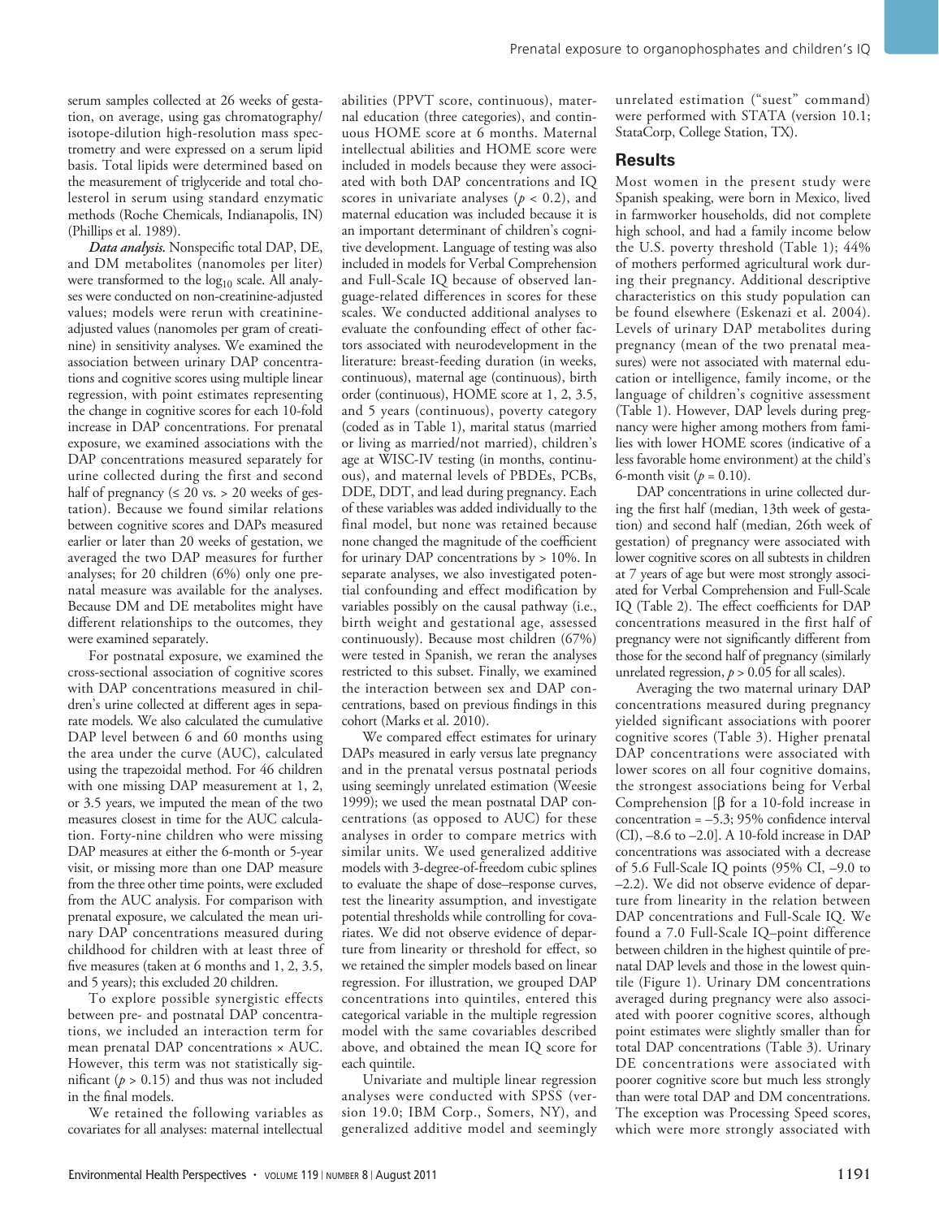serum samples collected at 26 weeks of gestation, on average, using gas chromatography/isotope-dilution high-resolution mass spectrometry and were expressed on a serum lipid basis. Total lipids were determined based on the measurement of triglyceride and total cholesterol in serum using standard enzymatic methods (Roche Chemicals, Indianapolis, IN) (Phillips et al. 1989).

***Data analysis.*** Nonspecific total DAP, DE, and DM metabolites (nanomoles per liter) were transformed to the $\log_{10}$ scale. All analyses were conducted on non-creatinine-adjusted values; models were rerun with creatinine-adjusted values (nanomoles per gram of creatinine) in sensitivity analyses. We examined the association between urinary DAP concentrations and cognitive scores using multiple linear regression, with point estimates representing the change in cognitive scores for each 10-fold increase in DAP concentrations. For prenatal exposure, we examined associations with the DAP concentrations measured separately for urine collected during the first and second half of pregnancy (≤ 20 vs. > 20 weeks of gestation). Because we found similar relations between cognitive scores and DAPs measured earlier or later than 20 weeks of gestation, we averaged the two DAP measures for further analyses; for 20 children (6%) only one prenatal measure was available for the analyses. Because DM and DE metabolites might have different relationships to the outcomes, they were examined separately.

For postnatal exposure, we examined the cross-sectional association of cognitive scores with DAP concentrations measured in children's urine collected at different ages in separate models. We also calculated the cumulative DAP level between 6 and 60 months using the area under the curve (AUC), calculated using the trapezoidal method. For 46 children with one missing DAP measurement at 1, 2, or 3.5 years, we imputed the mean of the two measures closest in time for the AUC calculation. Forty-nine children who were missing DAP measures at either the 6-month or 5-year visit, or missing more than one DAP measure from the three other time points, were excluded from the AUC analysis. For comparison with prenatal exposure, we calculated the mean urinary DAP concentrations measured during childhood for children with at least three of five measures (taken at 6 months and 1, 2, 3.5, and 5 years); this excluded 20 children.

To explore possible synergistic effects between pre- and postnatal DAP concentrations, we included an interaction term for mean prenatal DAP concentrations × AUC. However, this term was not statistically significant ($p > 0.15$) and thus was not included in the final models.

We retained the following variables as covariates for all analyses: maternal intellectual abilities (PPVT score, continuous), maternal education (three categories), and continuous HOME score at 6 months. Maternal intellectual abilities and HOME score were included in models because they were associated with both DAP concentrations and IQ scores in univariate analyses ($p < 0.2$), and maternal education was included because it is an important determinant of children's cognitive development. Language of testing was also included in models for Verbal Comprehension and Full-Scale IQ because of observed language-related differences in scores for these scales. We conducted additional analyses to evaluate the confounding effect of other factors associated with neurodevelopment in the literature: breast-feeding duration (in weeks, continuous), maternal age (continuous), birth order (continuous), HOME score at 1, 2, 3.5, and 5 years (continuous), poverty category (coded as in Table 1), marital status (married or living as married/not married), children's age at WISC-IV testing (in months, continuous), and maternal levels of PBDEs, PCBs, DDE, DDT, and lead during pregnancy. Each of these variables was added individually to the final model, but none was retained because none changed the magnitude of the coefficient for urinary DAP concentrations by > 10%. In separate analyses, we also investigated potential confounding and effect modification by variables possibly on the causal pathway (i.e., birth weight and gestational age, assessed continuously). Because most children (67%) were tested in Spanish, we reran the analyses restricted to this subset. Finally, we examined the interaction between sex and DAP concentrations, based on previous findings in this cohort (Marks et al. 2010).

We compared effect estimates for urinary DAPs measured in early versus late pregnancy and in the prenatal versus postnatal periods using seemingly unrelated estimation (Weesie 1999); we used the mean postnatal DAP concentrations (as opposed to AUC) for these analyses in order to compare metrics with similar units. We used generalized additive models with 3-degree-of-freedom cubic splines to evaluate the shape of dose–response curves, test the linearity assumption, and investigate possible thresholds while controlling for covariates. We did not observe evidence of departure from linearity or threshold for effect, so we retained the simpler models based on linear regression. For illustration, we grouped DAP concentrations into quintiles, entered this categorical variable in the multiple regression model with the same covariables described above, and obtained the mean IQ score for each quintile.

Univariate and multiple linear regression analyses were conducted with SPSS (version 19.0; IBM Corp., Somers, NY), and generalized additive model and seemingly unrelated estimation ("suest" command) were performed with STATA (version 10.1; StataCorp, College Station, TX).

## Results

Most women in the present study were Spanish speaking, were born in Mexico, lived in farmworker households, did not complete high school, and had a family income below the U.S. poverty threshold (Table 1); 44% of mothers performed agricultural work during their pregnancy. Additional descriptive characteristics on this study population can be found elsewhere (Eskenazi et al. 2004). Levels of urinary DAP metabolites during pregnancy (mean of the two prenatal measures) were not associated with maternal education or intelligence, family income, or the language of children's cognitive assessment (Table 1). However, DAP levels during pregnancy were higher among mothers from families with lower HOME scores (indicative of a less favorable home environment) at the child's 6-month visit ($p = 0.10$).

DAP concentrations in urine collected during the first half (median, 13th week of gestation) and second half (median, 26th week of gestation) of pregnancy were associated with lower cognitive scores on all subtests in children at 7 years of age but were most strongly associated for Verbal Comprehension and Full-Scale IQ (Table 2). The effect coefficients for DAP concentrations measured in the first half of pregnancy were not significantly different from those for the second half of pregnancy (similarly unrelated regression, $p > 0.05$ for all scales).

Averaging the two maternal urinary DAP concentrations measured during pregnancy yielded significant associations with poorer cognitive scores (Table 3). Higher prenatal DAP concentrations were associated with lower scores on all four cognitive domains, the strongest associations being for Verbal Comprehension [β for a 10-fold increase in concentration = –5.3; 95% confidence interval (CI), –8.6 to –2.0]. A 10-fold increase in DAP concentrations was associated with a decrease of 5.6 Full-Scale IQ points (95% CI, –9.0 to –2.2). We did not observe evidence of departure from linearity in the relation between DAP concentrations and Full-Scale IQ. We found a 7.0 Full-Scale IQ–point difference between children in the highest quintile of prenatal DAP levels and those in the lowest quintile (Figure 1). Urinary DM concentrations averaged during pregnancy were also associated with poorer cognitive scores, although point estimates were slightly smaller than for total DAP concentrations (Table 3). Urinary DE concentrations were associated with poorer cognitive score but much less strongly than were total DAP and DM concentrations. The exception was Processing Speed scores, which were more strongly associated with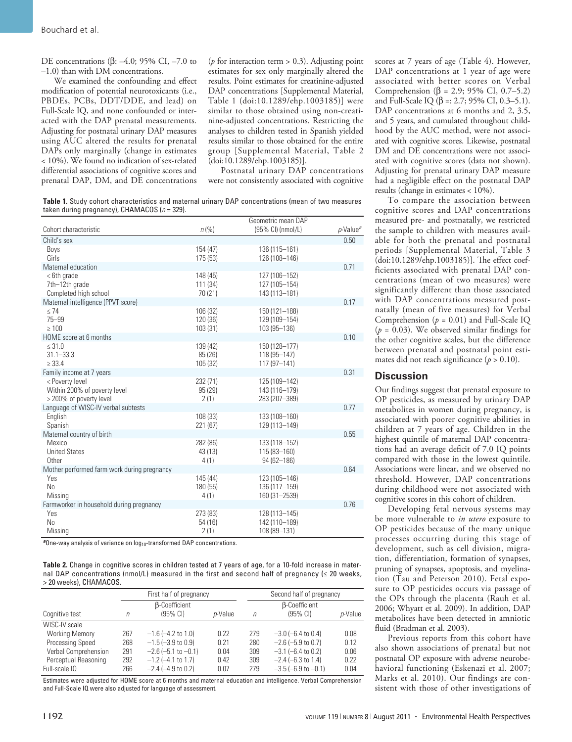DE concentrations (β: –4.0; 95% CI, –7.0 to –1.0) than with DM concentrations.

We examined the confounding and effect modification of potential neurotoxicants (i.e., PBDEs, PCBs, DDT/DDE, and lead) on Full-Scale IQ, and none confounded or interacted with the DAP prenatal measurements. Adjusting for postnatal urinary DAP measures using AUC altered the results for prenatal DAPs only marginally (change in estimates < 10%). We found no indication of sex-related differential associations of cognitive scores and prenatal DAP, DM, and DE concentrations (*p* for interaction term > 0.3). Adjusting point estimates for sex only marginally altered the results. Point estimates for creatinine-adjusted DAP concentrations [Supplemental Material, Table 1 (doi:10.1289/ehp.1003185)] were similar to those obtained using non-creatinine-adjusted concentrations. Restricting the analyses to children tested in Spanish yielded results similar to those obtained for the entire group [Supplemental Material, Table 2 (doi:10.1289/ehp.1003185)].

Postnatal urinary DAP concentrations were not consistently associated with cognitive scores at 7 years of age (Table 4). However, DAP concentrations at 1 year of age were associated with better scores on Verbal Comprehension (β = 2.9; 95% CI, 0.7–5.2) and Full-Scale IQ (β =: 2.7; 95% CI, 0.3–5.1). DAP concentrations at 6 months and 2, 3.5, and 5 years, and cumulated throughout childhood by the AUC method, were not associated with cognitive scores. Likewise, postnatal DM and DE concentrations were not associated with cognitive scores (data not shown). Adjusting for prenatal urinary DAP measure had a negligible effect on the postnatal DAP results (change in estimates < 10%).

To compare the association between cognitive scores and DAP concentrations measured pre- and postnatally, we restricted the sample to children with measures available for both the prenatal and postnatal periods [Supplemental Material, Table 3 (doi:10.1289/ehp.1003185)]. The effect coefficients associated with prenatal DAP concentrations (mean of two measures) were significantly different than those associated with DAP concentrations measured postnatally (mean of five measures) for Verbal Comprehension (*p* = 0.01) and Full-Scale IQ (*p* = 0.03). We observed similar findings for the other cognitive scales, but the difference between prenatal and postnatal point estimates did not reach significance (*p* > 0.10).

**Table 1.** Study cohort characteristics and maternal urinary DAP concentrations (mean of two measures taken during pregnancy), CHAMACOS (*n* = 329).

| Cohort characteristic | *n* (%) | Geometric mean DAP (95% CI) (nmol/L) | *p*-Value[a] |
|---|---|---|---|
| Child's sex | | | 0.50 |
| Boys | 154 (47) | 136 (115–161) | |
| Girls | 175 (53) | 126 (108–146) | |
| Maternal education | | | 0.71 |
| < 6th grade | 148 (45) | 127 (106–152) | |
| 7th–12th grade | 111 (34) | 127 (105–154) | |
| Completed high school | 70 (21) | 143 (113–181) | |
| Maternal intelligence (PPVT score) | | | 0.17 |
| ≤ 74 | 106 (32) | 150 (121–188) | |
| 75–99 | 120 (36) | 129 (109–154) | |
| ≥ 100 | 103 (31) | 103 (95–136) | |
| HOME score at 6 months | | | 0.10 |
| ≤ 31.0 | 139 (42) | 150 (128–177) | |
| 31.1–33.3 | 85 (26) | 118 (95–147) | |
| ≥ 33.4 | 105 (32) | 117 (97–141) | |
| Family income at 7 years | | | 0.31 |
| < Poverty level | 232 (71) | 125 (109–142) | |
| Within 200% of poverty level | 95 (29) | 143 (116–179) | |
| > 200% of poverty level | 2 (1) | 283 (207–389) | |
| Language of WISC-IV verbal subtests | | | 0.77 |
| English | 108 (33) | 133 (108–160) | |
| Spanish | 221 (67) | 129 (113–149) | |
| Maternal country of birth | | | 0.55 |
| Mexico | 282 (86) | 133 (118–152) | |
| United States | 43 (13) | 115 (83–160) | |
| Other | 4 (1) | 94 (62–186) | |
| Mother performed farm work during pregnancy | | | 0.64 |
| Yes | 145 (44) | 123 (105–146) | |
| No | 180 (55) | 136 (117–159) | |
| Missing | 4 (1) | 160 (31–2539) | |
| Farmworker in household during pregnancy | | | 0.76 |
| Yes | 273 (83) | 128 (113–145) | |
| No | 54 (16) | 142 (110–189) | |
| Missing | 2 (1) | 108 (89–131) | |

[a]One-way analysis of variance on $\log_{10}$-transformed DAP concentrations.

**Table 2.** Change in cognitive scores in children tested at 7 years of age, for a 10-fold increase in maternal DAP concentrations (nmol/L) measured in the first and second half of pregnancy (≤ 20 weeks, > 20 weeks), CHAMACOS.

| | First half of pregnancy | | | Second half of pregnancy | | |
|---|---|---|---|---|---|---|
| Cognitive test | *n* | β-Coefficient (95% CI) | *p*-Value | *n* | β-Coefficient (95% CI) | *p*-Value |
| WISC-IV scale | | | | | | |
| Working Memory | 267 | −1.6 (−4.2 to 1.0) | 0.22 | 279 | −3.0 (−6.4 to 0.4) | 0.08 |
| Processing Speed | 268 | −1.5 (−3.9 to 0.9) | 0.21 | 280 | −2.6 (−5.9 to 0.7) | 0.12 |
| Verbal Comprehension | 291 | −2.6 (−5.1 to −0.1) | 0.04 | 309 | −3.1 (−6.4 to 0.2) | 0.06 |
| Perceptual Reasoning | 292 | −1.2 (−4.1 to 1.7) | 0.42 | 309 | −2.4 (−6.3 to 1.4) | 0.22 |
| Full-scale IQ | 266 | −2.4 (−4.9 to 0.2) | 0.07 | 279 | −3.5 (−6.9 to −0.1) | 0.04 |

Estimates were adjusted for HOME score at 6 months and maternal education and intelligence. Verbal Comprehension and Full-Scale IQ were also adjusted for language of assessment.

## Discussion

Our findings suggest that prenatal exposure to OP pesticides, as measured by urinary DAP metabolites in women during pregnancy, is associated with poorer cognitive abilities in children at 7 years of age. Children in the highest quintile of maternal DAP concentrations had an average deficit of 7.0 IQ points compared with those in the lowest quintile. Associations were linear, and we observed no threshold. However, DAP concentrations during childhood were not associated with cognitive scores in this cohort of children.

Developing fetal nervous systems may be more vulnerable to *in utero* exposure to OP pesticides because of the many unique processes occurring during this stage of development, such as cell division, migration, differentiation, formation of synapses, pruning of synapses, apoptosis, and myelination (Tau and Peterson 2010). Fetal exposure to OP pesticides occurs via passage of the OPs through the placenta (Rauh et al. 2006; Whyatt et al. 2009). In addition, DAP metabolites have been detected in amniotic fluid (Bradman et al. 2003).

Previous reports from this cohort have also shown associations of prenatal but not postnatal OP exposure with adverse neurobehavioral functioning (Eskenazi et al. 2007; Marks et al. 2010). Our findings are consistent with those of other investigations of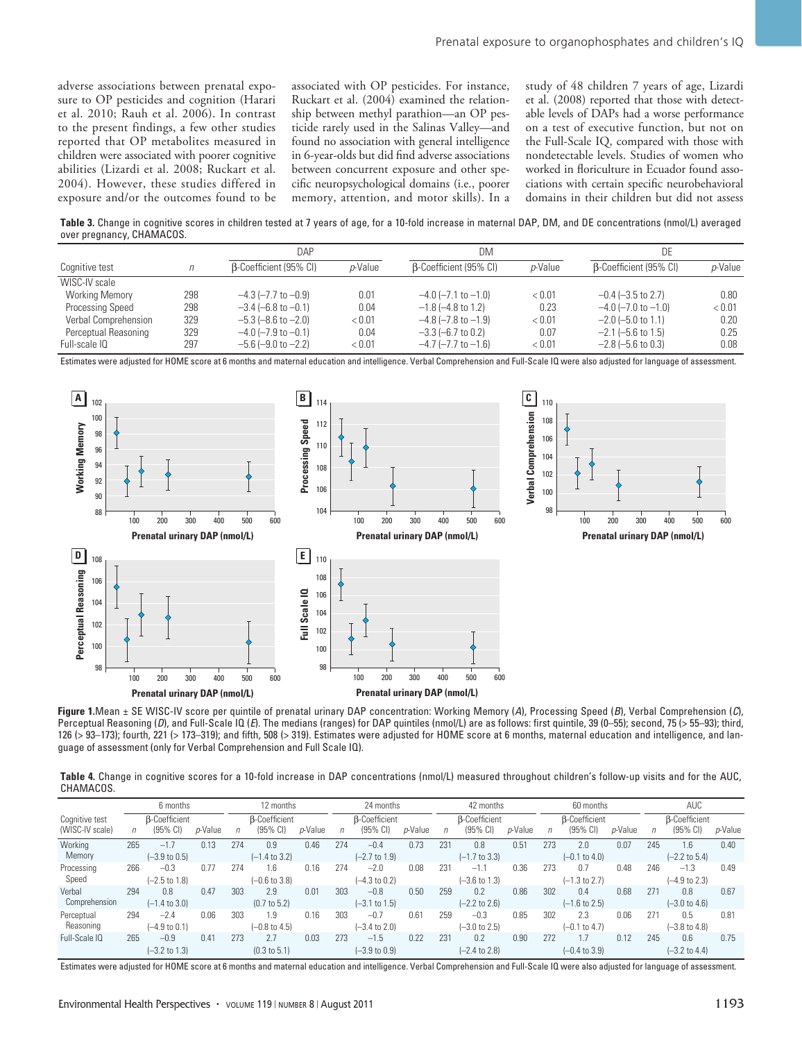adverse associations between prenatal exposure to OP pesticides and cognition (Harari et al. 2010; Rauh et al. 2006). In contrast to the present findings, a few other studies reported that OP metabolites measured in children were associated with poorer cognitive abilities (Lizardi et al. 2008; Ruckart et al. 2004). However, these studies differed in exposure and/or the outcomes found to be associated with OP pesticides. For instance, Ruckart et al. (2004) examined the relationship between methyl parathion—an OP pesticide rarely used in the Salinas Valley—and found no association with general intelligence in 6-year-olds but did find adverse associations between concurrent exposure and other specific neuropsychological domains (i.e., poorer memory, attention, and motor skills). In a study of 48 children 7 years of age, Lizardi et al. (2008) reported that those with detectable levels of DAPs had a worse performance on a test of executive function, but not on the Full-Scale IQ, compared with those with nondetectable levels. Studies of women who worked in floriculture in Ecuador found associations with certain specific neurobehavioral domains in their children but did not assess

**Table 3.** Change in cognitive scores in children tested at 7 years of age, for a 10-fold increase in maternal DAP, DM, and DE concentrations (nmol/L) averaged over pregnancy, CHAMACOS.

| Cognitive test | *n* | DAP β-Coefficient (95% CI) | DAP *p*-Value | DM β-Coefficient (95% CI) | DM *p*-Value | DE β-Coefficient (95% CI) | DE *p*-Value |
|---|---|---|---|---|---|---|---|
| WISC-IV scale | | | | | | | |
| Working Memory | 298 | –4.3 (–7.7 to –0.9) | 0.01 | –4.0 (–7.1 to –1.0) | < 0.01 | –0.4 (–3.5 to 2.7) | 0.80 |
| Processing Speed | 298 | –3.4 (–6.8 to –0.1) | 0.04 | –1.8 (–4.8 to 1.2) | 0.23 | –4.0 (–7.0 to –1.0) | < 0.01 |
| Verbal Comprehension | 329 | –5.3 (–8.6 to –2.0) | < 0.01 | –4.8 (–7.8 to –1.9) | < 0.01 | –2.0 (–5.0 to 1.1) | 0.20 |
| Perceptual Reasoning | 329 | –4.0 (–7.9 to –0.1) | 0.04 | –3.3 (–6.7 to 0.2) | 0.07 | –2.1 (–5.6 to 1.5) | 0.25 |
| Full-scale IQ | 297 | –5.6 (–9.0 to –2.2) | < 0.01 | –4.7 (–7.7 to –1.6) | < 0.01 | –2.8 (–5.6 to 0.3) | 0.08 |

Estimates were adjusted for HOME score at 6 months and maternal education and intelligence. Verbal Comprehension and Full-Scale IQ were also adjusted for language of assessment.

**Figure 1.** Mean ± SE WISC-IV score per quintile of prenatal urinary DAP concentration: Working Memory (*A*), Processing Speed (*B*), Verbal Comprehension (*C*), Perceptual Reasoning (*D*), and Full-Scale IQ (*E*). The medians (ranges) for DAP quintiles (nmol/L) are as follows: first quintile, 39 (0–55); second, 75 (> 55–93); third, 126 (> 93–173); fourth, 221 (> 173–319); and fifth, 508 (> 319). Estimates were adjusted for HOME score at 6 months, maternal education and intelligence, and language of assessment (only for Verbal Comprehension and Full Scale IQ).

**Table 4.** Change in cognitive scores for a 10-fold increase in DAP concentrations (nmol/L) measured throughout children's follow-up visits and for the AUC, CHAMACOS.

| Cognitive test (WISC-IV scale) | 6 months *n* | 6 months β-Coefficient (95% CI) | 6 months *p*-Value | 12 months *n* | 12 months β-Coefficient (95% CI) | 12 months *p*-Value | 24 months *n* | 24 months β-Coefficient (95% CI) | 24 months *p*-Value | 42 months *n* | 42 months β-Coefficient (95% CI) | 42 months *p*-Value | 60 months *n* | 60 months β-Coefficient (95% CI) | 60 months *p*-Value | AUC *n* | AUC β-Coefficient (95% CI) | AUC *p*-Value |
|---|---|---|---|---|---|---|---|---|---|---|---|---|---|---|---|---|---|---|
| Working Memory | 265 | –1.7 (–3.9 to 0.5) | 0.13 | 274 | 0.9 (–1.4 to 3.2) | 0.46 | 274 | –0.4 (–2.7 to 1.9) | 0.73 | 231 | 0.8 (–1.7 to 3.3) | 0.51 | 273 | 2.0 (–0.1 to 4.0) | 0.07 | 245 | 1.6 (–2.2 to 5.4) | 0.40 |
| Processing Speed | 266 | –0.3 (–2.5 to 1.8) | 0.77 | 274 | 1.6 (–0.6 to 3.8) | 0.16 | 274 | –2.0 (–4.3 to 0.2) | 0.08 | 231 | –1.1 (–3.6 to 1.3) | 0.36 | 273 | 0.7 (–1.3 to 2.7) | 0.48 | 246 | –1.3 (–4.9 to 2.3) | 0.49 |
| Verbal Comprehension | 294 | 0.8 (–1.4 to 3.0) | 0.47 | 303 | 2.9 (0.7 to 5.2) | 0.01 | 303 | –0.8 (–3.1 to 1.5) | 0.50 | 259 | 0.2 (–2.2 to 2.6) | 0.86 | 302 | 0.4 (–1.6 to 2.5) | 0.68 | 271 | 0.8 (–3.0 to 4.6) | 0.67 |
| Perceptual Reasoning | 294 | –2.4 (–4.9 to 0.1) | 0.06 | 303 | 1.9 (–0.8 to 4.5) | 0.16 | 303 | –0.7 (–3.4 to 2.0) | 0.61 | 259 | –0.3 (–3.0 to 2.5) | 0.85 | 302 | 2.3 (–0.1 to 4.7) | 0.06 | 271 | 0.5 (–3.8 to 4.8) | 0.81 |
| Full-Scale IQ | 265 | –0.9 (–3.2 to 1.3) | 0.41 | 273 | 2.7 (0.3 to 5.1) | 0.03 | 273 | –1.5 (–3.9 to 0.9) | 0.22 | 231 | 0.2 (–2.4 to 2.8) | 0.90 | 272 | 1.7 (–0.4 to 3.9) | 0.12 | 245 | 0.6 (–3.2 to 4.4) | 0.75 |

Estimates were adjusted for HOME score at 6 months and maternal education and intelligence. Verbal Comprehension and Full-Scale IQ were also adjusted for language of assessment.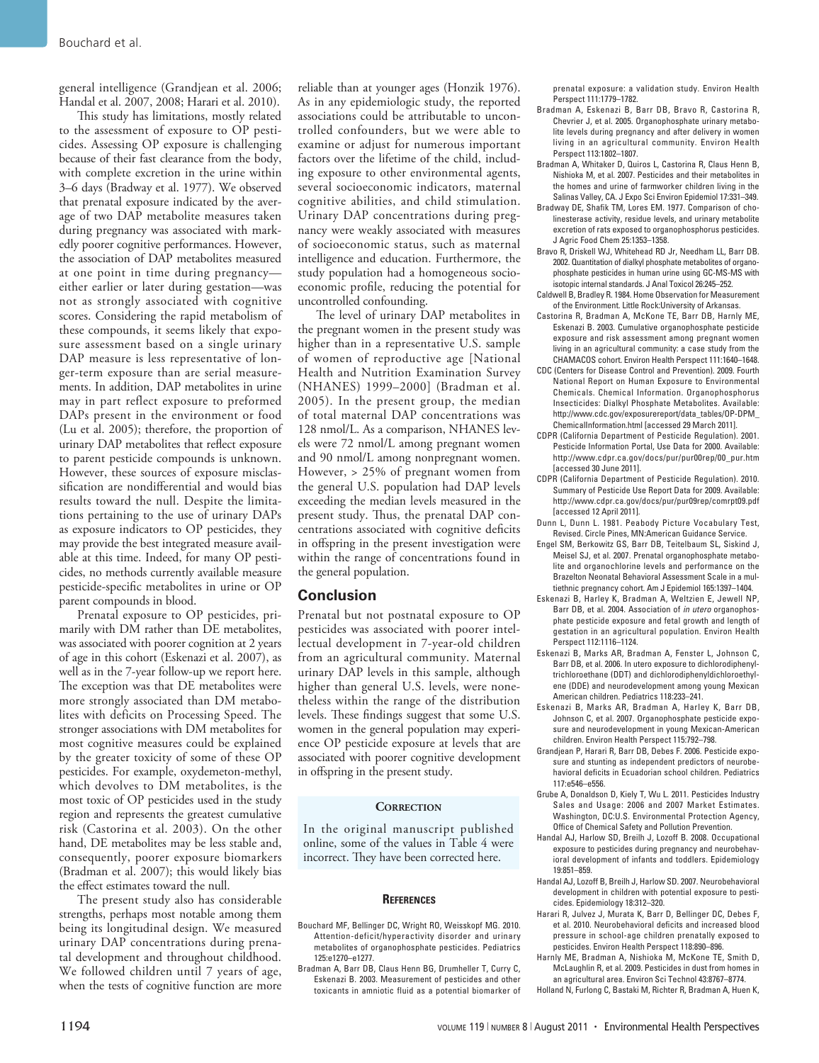general intelligence (Grandjean et al. 2006; Handal et al. 2007, 2008; Harari et al. 2010).

This study has limitations, mostly related to the assessment of exposure to OP pesticides. Assessing OP exposure is challenging because of their fast clearance from the body, with complete excretion in the urine within 3–6 days (Bradway et al. 1977). We observed that prenatal exposure indicated by the average of two DAP metabolite measures taken during pregnancy was associated with markedly poorer cognitive performances. However, the association of DAP metabolites measured at one point in time during pregnancy—either earlier or later during gestation—was not as strongly associated with cognitive scores. Considering the rapid metabolism of these compounds, it seems likely that exposure assessment based on a single urinary DAP measure is less representative of longer-term exposure than are serial measurements. In addition, DAP metabolites in urine may in part reflect exposure to preformed DAPs present in the environment or food (Lu et al. 2005); therefore, the proportion of urinary DAP metabolites that reflect exposure to parent pesticide compounds is unknown. However, these sources of exposure misclassification are nondifferential and would bias results toward the null. Despite the limitations pertaining to the use of urinary DAPs as exposure indicators to OP pesticides, they may provide the best integrated measure available at this time. Indeed, for many OP pesticides, no methods currently available measure pesticide-specific metabolites in urine or OP parent compounds in blood.

Prenatal exposure to OP pesticides, primarily with DM rather than DE metabolites, was associated with poorer cognition at 2 years of age in this cohort (Eskenazi et al. 2007), as well as in the 7-year follow-up we report here. The exception was that DE metabolites were more strongly associated than DM metabolites with deficits on Processing Speed. The stronger associations with DM metabolites for most cognitive measures could be explained by the greater toxicity of some of these OP pesticides. For example, oxydemeton-methyl, which devolves to DM metabolites, is the most toxic of OP pesticides used in the study region and represents the greatest cumulative risk (Castorina et al. 2003). On the other hand, DE metabolites may be less stable and, consequently, poorer exposure biomarkers (Bradman et al. 2007); this would likely bias the effect estimates toward the null.

The present study also has considerable strengths, perhaps most notable among them being its longitudinal design. We measured urinary DAP concentrations during prenatal development and throughout childhood. We followed children until 7 years of age, when the tests of cognitive function are more reliable than at younger ages (Honzik 1976). As in any epidemiologic study, the reported associations could be attributable to uncontrolled confounders, but we were able to examine or adjust for numerous important factors over the lifetime of the child, including exposure to other environmental agents, several socioeconomic indicators, maternal cognitive abilities, and child stimulation. Urinary DAP concentrations during pregnancy were weakly associated with measures of socioeconomic status, such as maternal intelligence and education. Furthermore, the study population had a homogeneous socioeconomic profile, reducing the potential for uncontrolled confounding.

The level of urinary DAP metabolites in the pregnant women in the present study was higher than in a representative U.S. sample of women of reproductive age [National Health and Nutrition Examination Survey (NHANES) 1999–2000] (Bradman et al. 2005). In the present group, the median of total maternal DAP concentrations was 128 nmol/L. As a comparison, NHANES levels were 72 nmol/L among pregnant women and 90 nmol/L among nonpregnant women. However, > 25% of pregnant women from the general U.S. population had DAP levels exceeding the median levels measured in the present study. Thus, the prenatal DAP concentrations associated with cognitive deficits in offspring in the present investigation were within the range of concentrations found in the general population.

## Conclusion

Prenatal but not postnatal exposure to OP pesticides was associated with poorer intellectual development in 7-year-old children from an agricultural community. Maternal urinary DAP levels in this sample, although higher than general U.S. levels, were nonetheless within the range of the distribution levels. These findings suggest that some U.S. women in the general population may experience OP pesticide exposure at levels that are associated with poorer cognitive development in offspring in the present study.

### Correction

In the original manuscript published online, some of the values in Table 4 were incorrect. They have been corrected here.

## References

Bouchard MF, Bellinger DC, Wright RO, Weisskopf MG. 2010. Attention-deficit/hyperactivity disorder and urinary metabolites of organophosphate pesticides. Pediatrics 125:e1270–e1277.

Bradman A, Barr DB, Claus Henn BG, Drumheller T, Curry C, Eskenazi B. 2003. Measurement of pesticides and other toxicants in amniotic fluid as a potential biomarker of prenatal exposure: a validation study. Environ Health Perspect 111:1779–1782.

Bradman A, Eskenazi B, Barr DB, Bravo R, Castorina R, Chevrier J, et al. 2005. Organophosphate urinary metabolite levels during pregnancy and after delivery in women living in an agricultural community. Environ Health Perspect 113:1802–1807.

Bradman A, Whitaker D, Quiros L, Castorina R, Claus Henn B, Nishioka M, et al. 2007. Pesticides and their metabolites in the homes and urine of farmworker children living in the Salinas Valley, CA. J Expo Sci Environ Epidemiol 17:331–349.

Bradway DE, Shafik TM, Lores EM. 1977. Comparison of cholinesterase activity, residue levels, and urinary metabolite excretion of rats exposed to organophosphorus pesticides. J Agric Food Chem 25:1353–1358.

Bravo R, Driskell WJ, Whitehead RD Jr, Needham LL, Barr DB. 2002. Quantitation of dialkyl phosphate metabolites of organophosphate pesticides in human urine using GC-MS-MS with isotopic internal standards. J Anal Toxicol 26:245–252.

Caldwell B, Bradley R. 1984. Home Observation for Measurement of the Environment. Little Rock:University of Arkansas.

Castorina R, Bradman A, McKone TE, Barr DB, Harnly ME, Eskenazi B. 2003. Cumulative organophosphate pesticide exposure and risk assessment among pregnant women living in an agricultural community: a case study from the CHAMACOS cohort. Environ Health Perspect 111:1640–1648.

CDC (Centers for Disease Control and Prevention). 2009. Fourth National Report on Human Exposure to Environmental Chemicals. Chemical Information. Organophosphorus Insecticides: Dialkyl Phosphate Metabolites. Available: http://www.cdc.gov/exposurereport/data_tables/OP-DPM_ChemicalInformation.html [accessed 29 March 2011].

CDPR (California Department of Pesticide Regulation). 2001. Pesticide Information Portal, Use Data for 2000. Available: http://www.cdpr.ca.gov/docs/pur/pur00rep/00_pur.htm [accessed 30 June 2011].

CDPR (California Department of Pesticide Regulation). 2010. Summary of Pesticide Use Report Data for 2009. Available: http://www.cdpr.ca.gov/docs/pur/pur09rep/comrpt09.pdf [accessed 12 April 2011].

Dunn L, Dunn L. 1981. Peabody Picture Vocabulary Test, Revised. Circle Pines, MN:American Guidance Service.

Engel SM, Berkowitz GS, Barr DB, Teitelbaum SL, Siskind J, Meisel SJ, et al. 2007. Prenatal organophosphate metabolite and organochlorine levels and performance on the Brazelton Neonatal Behavioral Assessment Scale in a multiethnic pregnancy cohort. Am J Epidemiol 165:1397–1404.

Eskenazi B, Harley K, Bradman A, Weltzien E, Jewell NP, Barr DB, et al. 2004. Association of *in utero* organophosphate pesticide exposure and fetal growth and length of gestation in an agricultural population. Environ Health Perspect 112:1116–1124.

Eskenazi B, Marks AR, Bradman A, Fenster L, Johnson C, Barr DB, et al. 2006. In utero exposure to dichlorodiphenyltrichloroethane (DDT) and dichlorodiphenyldichloroethylene (DDE) and neurodevelopment among young Mexican American children. Pediatrics 118:233–241.

Eskenazi B, Marks AR, Bradman A, Harley K, Barr DB, Johnson C, et al. 2007. Organophosphate pesticide exposure and neurodevelopment in young Mexican-American children. Environ Health Perspect 115:792–798.

Grandjean P, Harari R, Barr DB, Debes F. 2006. Pesticide exposure and stunting as independent predictors of neurobehavioral deficits in Ecuadorian school children. Pediatrics 117:e546–e556.

Grube A, Donaldson D, Kiely T, Wu L. 2011. Pesticides Industry Sales and Usage: 2006 and 2007 Market Estimates. Washington, DC:U.S. Environmental Protection Agency, Office of Chemical Safety and Pollution Prevention.

Handal AJ, Harlow SD, Breilh J, Lozoff B. 2008. Occupational exposure to pesticides during pregnancy and neurobehavioral development of infants and toddlers. Epidemiology 19:851–859.

Handal AJ, Lozoff B, Breilh J, Harlow SD. 2007. Neurobehavioral development in children with potential exposure to pesticides. Epidemiology 18:312–320.

Harari R, Julvez J, Murata K, Barr D, Bellinger DC, Debes F, et al. 2010. Neurobehavioral deficits and increased blood pressure in school-age children prenatally exposed to pesticides. Environ Health Perspect 118:890–896.

Harnly ME, Bradman A, Nishioka M, McKone TE, Smith D, McLaughlin R, et al. 2009. Pesticides in dust from homes in an agricultural area. Environ Sci Technol 43:8767–8774.

Holland N, Furlong C, Bastaki M, Richter R, Bradman A, Huen K,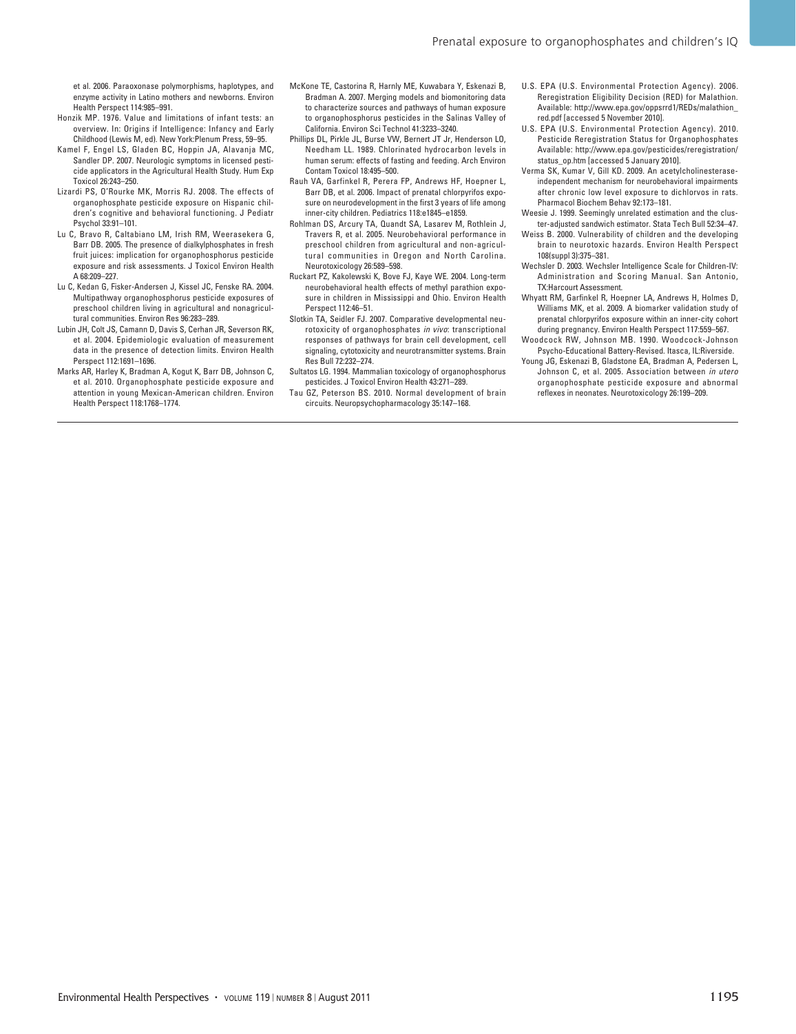et al. 2006. Paraoxonase polymorphisms, haplotypes, and enzyme activity in Latino mothers and newborns. Environ Health Perspect 114:985–991.

Honzik MP. 1976. Value and limitations of infant tests: an overview. In: Origins if Intelligence: Infancy and Early Childhood (Lewis M, ed). New York:Plenum Press, 59–95.

Kamel F, Engel LS, Gladen BC, Hoppin JA, Alavanja MC, Sandler DP. 2007. Neurologic symptoms in licensed pesticide applicators in the Agricultural Health Study. Hum Exp Toxicol 26:243–250.

Lizardi PS, O'Rourke MK, Morris RJ. 2008. The effects of organophosphate pesticide exposure on Hispanic children's cognitive and behavioral functioning. J Pediatr Psychol 33:91–101.

Lu C, Bravo R, Caltabiano LM, Irish RM, Weerasekera G, Barr DB. 2005. The presence of dialkylphosphates in fresh fruit juices: implication for organophosphorus pesticide exposure and risk assessments. J Toxicol Environ Health A 68:209–227.

Lu C, Kedan G, Fisker-Andersen J, Kissel JC, Fenske RA. 2004. Multipathway organophosphorus pesticide exposures of preschool children living in agricultural and nonagricultural communities. Environ Res 96:283–289.

Lubin JH, Colt JS, Camann D, Davis S, Cerhan JR, Severson RK, et al. 2004. Epidemiologic evaluation of measurement data in the presence of detection limits. Environ Health Perspect 112:1691–1696.

Marks AR, Harley K, Bradman A, Kogut K, Barr DB, Johnson C, et al. 2010. Organophosphate pesticide exposure and attention in young Mexican-American children. Environ Health Perspect 118:1768–1774.

McKone TE, Castorina R, Harnly ME, Kuwabara Y, Eskenazi B, Bradman A. 2007. Merging models and biomonitoring data to characterize sources and pathways of human exposure to organophosphorus pesticides in the Salinas Valley of California. Environ Sci Technol 41:3233–3240.

Phillips DL, Pirkle JL, Burse VW, Bernert JT Jr, Henderson LO, Needham LL. 1989. Chlorinated hydrocarbon levels in human serum: effects of fasting and feeding. Arch Environ Contam Toxicol 18:495–500.

Rauh VA, Garfinkel R, Perera FP, Andrews HF, Hoepner L, Barr DB, et al. 2006. Impact of prenatal chlorpyrifos exposure on neurodevelopment in the first 3 years of life among inner-city children. Pediatrics 118:e1845–e1859.

Rohlman DS, Arcury TA, Quandt SA, Lasarev M, Rothlein J, Travers R, et al. 2005. Neurobehavioral performance in preschool children from agricultural and non-agricultural communities in Oregon and North Carolina. Neurotoxicology 26:589–598.

Ruckart PZ, Kakolewski K, Bove FJ, Kaye WE. 2004. Long-term neurobehavioral health effects of methyl parathion exposure in children in Mississippi and Ohio. Environ Health Perspect 112:46–51.

Slotkin TA, Seidler FJ. 2007. Comparative developmental neurotoxicity of organophosphates *in vivo*: transcriptional responses of pathways for brain cell development, cell signaling, cytotoxicity and neurotransmitter systems. Brain Res Bull 72:232–274.

Sultatos LG. 1994. Mammalian toxicology of organophosphorus pesticides. J Toxicol Environ Health 43:271–289.

Tau GZ, Peterson BS. 2010. Normal development of brain circuits. Neuropsychopharmacology 35:147–168.

U.S. EPA (U.S. Environmental Protection Agency). 2006. Reregistration Eligibility Decision (RED) for Malathion. Available: http://www.epa.gov/oppsrrd1/REDs/malathion_red.pdf [accessed 5 November 2010].

U.S. EPA (U.S. Environmental Protection Agency). 2010. Pesticide Reregistration Status for Organophosphates Available: http://www.epa.gov/pesticides/reregistration/status_op.htm [accessed 5 January 2010].

Verma SK, Kumar V, Gill KD. 2009. An acetylcholinesterase-independent mechanism for neurobehavioral impairments after chronic low level exposure to dichlorvos in rats. Pharmacol Biochem Behav 92:173–181.

Weesie J. 1999. Seemingly unrelated estimation and the cluster-adjusted sandwich estimator. Stata Tech Bull 52:34–47.

Weiss B. 2000. Vulnerability of children and the developing brain to neurotoxic hazards. Environ Health Perspect 108(suppl 3):375–381.

Wechsler D. 2003. Wechsler Intelligence Scale for Children-IV: Administration and Scoring Manual. San Antonio, TX:Harcourt Assessment.

Whyatt RM, Garfinkel R, Hoepner LA, Andrews H, Holmes D, Williams MK, et al. 2009. A biomarker validation study of prenatal chlorpyrifos exposure within an inner-city cohort during pregnancy. Environ Health Perspect 117:559–567.

Woodcock RW, Johnson MB. 1990. Woodcock-Johnson Psycho-Educational Battery-Revised. Itasca, IL:Riverside.

Young JG, Eskenazi B, Gladstone EA, Bradman A, Pedersen L, Johnson C, et al. 2005. Association between *in utero* organophosphate pesticide exposure and abnormal reflexes in neonates. Neurotoxicology 26:199–209.